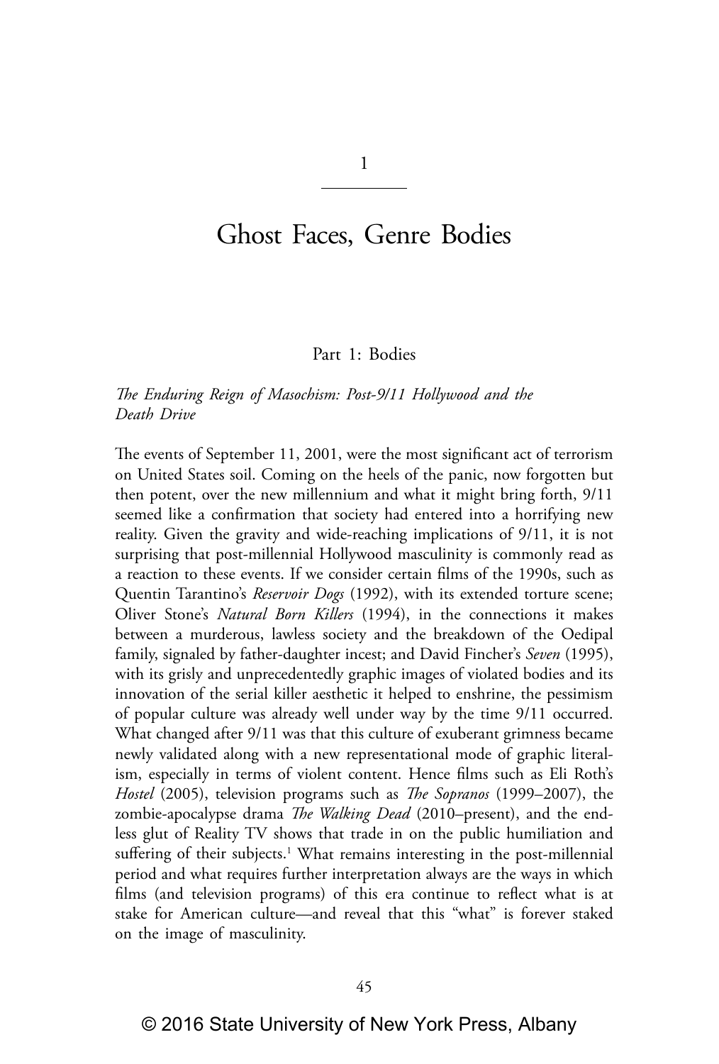# 1

# Ghost Faces, Genre Bodies

## Part 1: Bodies

### *The Enduring Reign of Masochism: Post-9/11 Hollywood and the Death Drive*

The events of September 11, 2001, were the most significant act of terrorism on United States soil. Coming on the heels of the panic, now forgotten but then potent, over the new millennium and what it might bring forth, 9/11 seemed like a confirmation that society had entered into a horrifying new reality. Given the gravity and wide-reaching implications of 9/11, it is not surprising that post-millennial Hollywood masculinity is commonly read as a reaction to these events. If we consider certain films of the 1990s, such as Quentin Tarantino's *Reservoir Dogs* (1992), with its extended torture scene; Oliver Stone's *Natural Born Killers* (1994), in the connections it makes between a murderous, lawless society and the breakdown of the Oedipal family, signaled by father-daughter incest; and David Fincher's *Seven* (1995), with its grisly and unprecedentedly graphic images of violated bodies and its innovation of the serial killer aesthetic it helped to enshrine, the pessimism of popular culture was already well under way by the time 9/11 occurred. What changed after 9/11 was that this culture of exuberant grimness became newly validated along with a new representational mode of graphic literalism, especially in terms of violent content. Hence films such as Eli Roth's *Hostel* (2005), television programs such as *The Sopranos* (1999–2007), the zombie-apocalypse drama *The Walking Dead* (2010–present), and the endless glut of Reality TV shows that trade in on the public humiliation and suffering of their subjects.[1] What remains interesting in the post-millennial period and what requires further interpretation always are the ways in which films (and television programs) of this era continue to reflect what is at stake for American culture—and reveal that this "what" is forever staked on the image of masculinity.

© 2016 State University of New York Press, Albany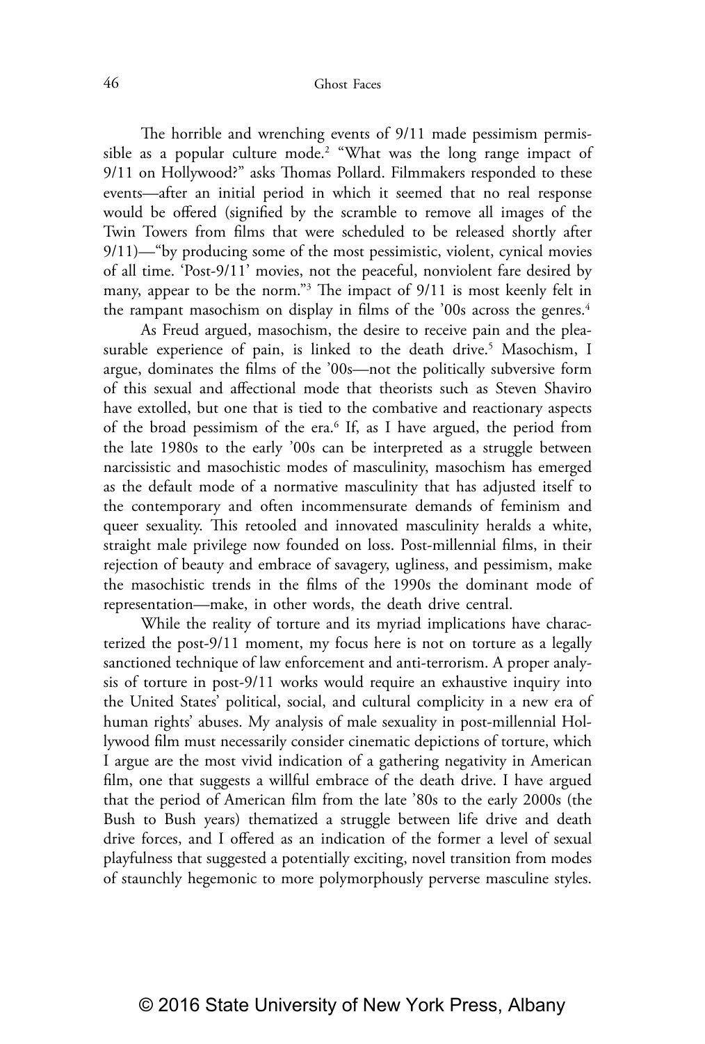The horrible and wrenching events of 9/11 made pessimism permissible as a popular culture mode.[2] "What was the long range impact of 9/11 on Hollywood?" asks Thomas Pollard. Filmmakers responded to these events—after an initial period in which it seemed that no real response would be offered (signified by the scramble to remove all images of the Twin Towers from films that were scheduled to be released shortly after 9/11)—"by producing some of the most pessimistic, violent, cynical movies of all time. 'Post-9/11' movies, not the peaceful, nonviolent fare desired by many, appear to be the norm."[3] The impact of 9/11 is most keenly felt in the rampant masochism on display in films of the '00s across the genres.[4]

As Freud argued, masochism, the desire to receive pain and the pleasurable experience of pain, is linked to the death drive.[5] Masochism, I argue, dominates the films of the '00s—not the politically subversive form of this sexual and affectional mode that theorists such as Steven Shaviro have extolled, but one that is tied to the combative and reactionary aspects of the broad pessimism of the era.[6] If, as I have argued, the period from the late 1980s to the early '00s can be interpreted as a struggle between narcissistic and masochistic modes of masculinity, masochism has emerged as the default mode of a normative masculinity that has adjusted itself to the contemporary and often incommensurate demands of feminism and queer sexuality. This retooled and innovated masculinity heralds a white, straight male privilege now founded on loss. Post-millennial films, in their rejection of beauty and embrace of savagery, ugliness, and pessimism, make the masochistic trends in the films of the 1990s the dominant mode of representation—make, in other words, the death drive central.

While the reality of torture and its myriad implications have characterized the post-9/11 moment, my focus here is not on torture as a legally sanctioned technique of law enforcement and anti-terrorism. A proper analysis of torture in post-9/11 works would require an exhaustive inquiry into the United States' political, social, and cultural complicity in a new era of human rights' abuses. My analysis of male sexuality in post-millennial Hollywood film must necessarily consider cinematic depictions of torture, which I argue are the most vivid indication of a gathering negativity in American film, one that suggests a willful embrace of the death drive. I have argued that the period of American film from the late '80s to the early 2000s (the Bush to Bush years) thematized a struggle between life drive and death drive forces, and I offered as an indication of the former a level of sexual playfulness that suggested a potentially exciting, novel transition from modes of staunchly hegemonic to more polymorphously perverse masculine styles.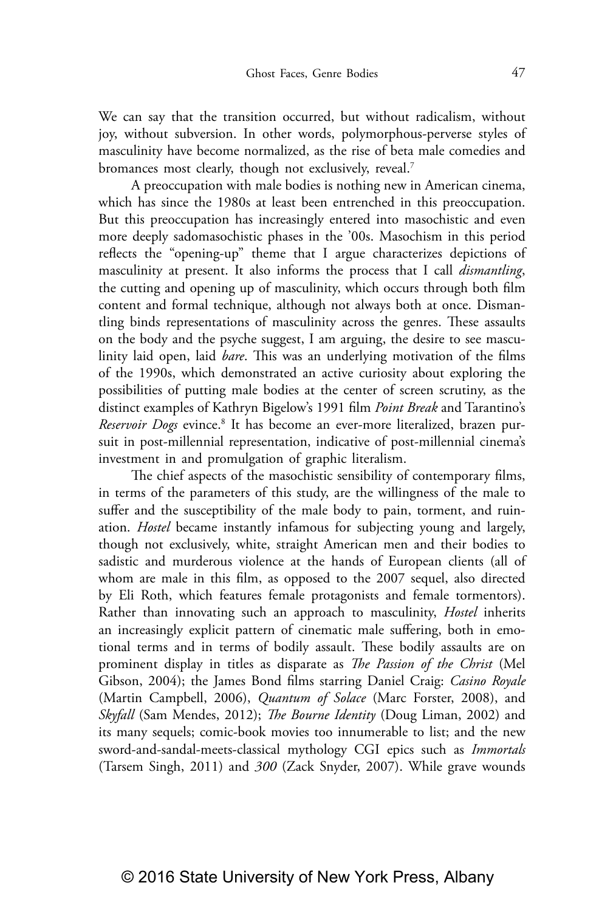We can say that the transition occurred, but without radicalism, without joy, without subversion. In other words, polymorphous-perverse styles of masculinity have become normalized, as the rise of beta male comedies and bromances most clearly, though not exclusively, reveal.[7]

A preoccupation with male bodies is nothing new in American cinema, which has since the 1980s at least been entrenched in this preoccupation. But this preoccupation has increasingly entered into masochistic and even more deeply sadomasochistic phases in the '00s. Masochism in this period reflects the "opening-up" theme that I argue characterizes depictions of masculinity at present. It also informs the process that I call *dismantling*, the cutting and opening up of masculinity, which occurs through both film content and formal technique, although not always both at once. Dismantling binds representations of masculinity across the genres. These assaults on the body and the psyche suggest, I am arguing, the desire to see masculinity laid open, laid *bare*. This was an underlying motivation of the films of the 1990s, which demonstrated an active curiosity about exploring the possibilities of putting male bodies at the center of screen scrutiny, as the distinct examples of Kathryn Bigelow's 1991 film *Point Break* and Tarantino's *Reservoir Dogs* evince.[8] It has become an ever-more literalized, brazen pursuit in post-millennial representation, indicative of post-millennial cinema's investment in and promulgation of graphic literalism.

The chief aspects of the masochistic sensibility of contemporary films, in terms of the parameters of this study, are the willingness of the male to suffer and the susceptibility of the male body to pain, torment, and ruination. *Hostel* became instantly infamous for subjecting young and largely, though not exclusively, white, straight American men and their bodies to sadistic and murderous violence at the hands of European clients (all of whom are male in this film, as opposed to the 2007 sequel, also directed by Eli Roth, which features female protagonists and female tormentors). Rather than innovating such an approach to masculinity, *Hostel* inherits an increasingly explicit pattern of cinematic male suffering, both in emotional terms and in terms of bodily assault. These bodily assaults are on prominent display in titles as disparate as *The Passion of the Christ* (Mel Gibson, 2004); the James Bond films starring Daniel Craig: *Casino Royale* (Martin Campbell, 2006), *Quantum of Solace* (Marc Forster, 2008), and *Skyfall* (Sam Mendes, 2012); *The Bourne Identity* (Doug Liman, 2002) and its many sequels; comic-book movies too innumerable to list; and the new sword-and-sandal-meets-classical mythology CGI epics such as *Immortals* (Tarsem Singh, 2011) and *300* (Zack Snyder, 2007). While grave wounds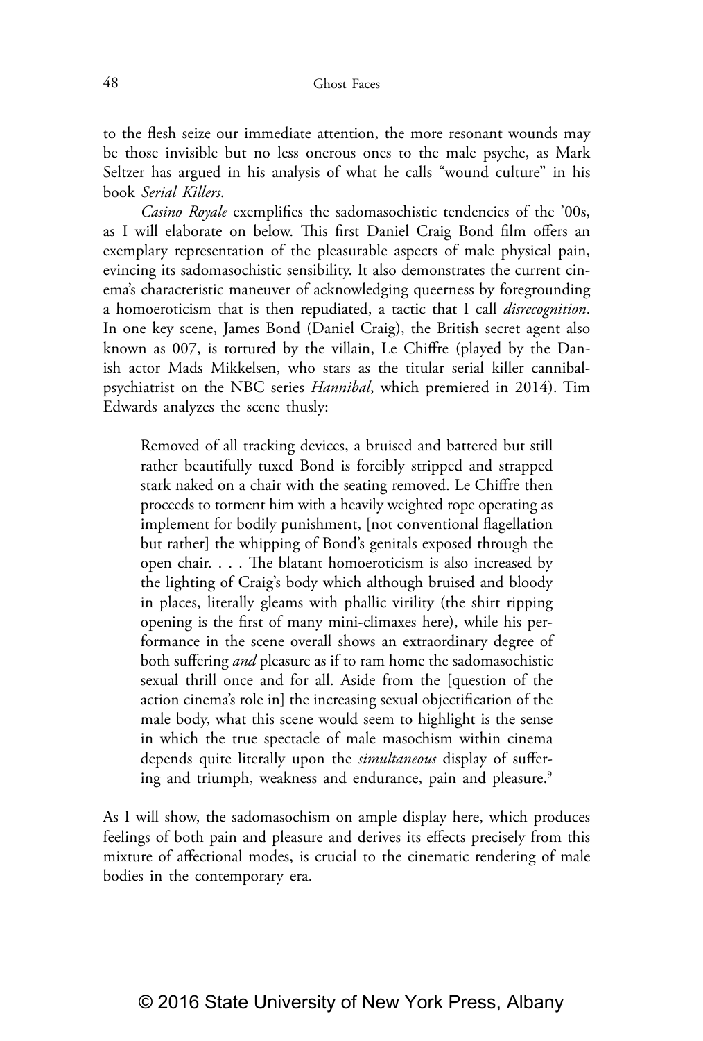to the flesh seize our immediate attention, the more resonant wounds may be those invisible but no less onerous ones to the male psyche, as Mark Seltzer has argued in his analysis of what he calls "wound culture" in his book *Serial Killers*.

*Casino Royale* exemplifies the sadomasochistic tendencies of the '00s, as I will elaborate on below. This first Daniel Craig Bond film offers an exemplary representation of the pleasurable aspects of male physical pain, evincing its sadomasochistic sensibility. It also demonstrates the current cinema's characteristic maneuver of acknowledging queerness by foregrounding a homoeroticism that is then repudiated, a tactic that I call *disrecognition*. In one key scene, James Bond (Daniel Craig), the British secret agent also known as 007, is tortured by the villain, Le Chiffre (played by the Danish actor Mads Mikkelsen, who stars as the titular serial killer cannibal-psychiatrist on the NBC series *Hannibal*, which premiered in 2014). Tim Edwards analyzes the scene thusly:

> Removed of all tracking devices, a bruised and battered but still rather beautifully tuxed Bond is forcibly stripped and strapped stark naked on a chair with the seating removed. Le Chiffre then proceeds to torment him with a heavily weighted rope operating as implement for bodily punishment, [not conventional flagellation but rather] the whipping of Bond's genitals exposed through the open chair. . . . The blatant homoeroticism is also increased by the lighting of Craig's body which although bruised and bloody in places, literally gleams with phallic virility (the shirt ripping opening is the first of many mini-climaxes here), while his performance in the scene overall shows an extraordinary degree of both suffering *and* pleasure as if to ram home the sadomasochistic sexual thrill once and for all. Aside from the [question of the action cinema's role in] the increasing sexual objectification of the male body, what this scene would seem to highlight is the sense in which the true spectacle of male masochism within cinema depends quite literally upon the *simultaneous* display of suffering and triumph, weakness and endurance, pain and pleasure.[9]

As I will show, the sadomasochism on ample display here, which produces feelings of both pain and pleasure and derives its effects precisely from this mixture of affectional modes, is crucial to the cinematic rendering of male bodies in the contemporary era.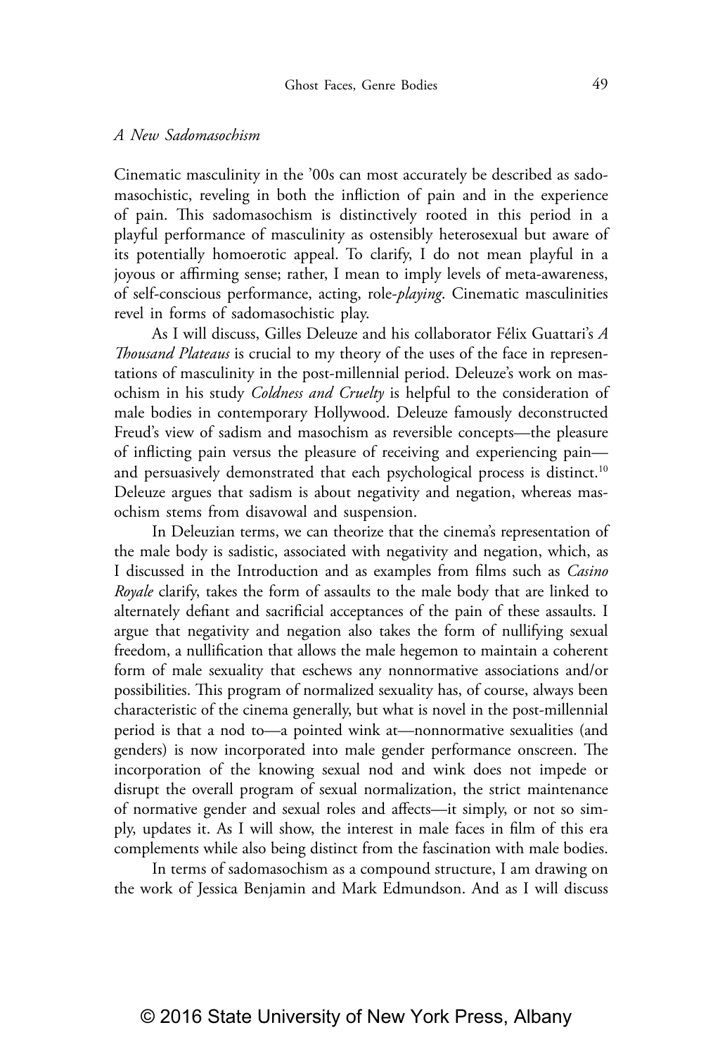*A New Sadomasochism*

Cinematic masculinity in the '00s can most accurately be described as sadomasochistic, reveling in both the infliction of pain and in the experience of pain. This sadomasochism is distinctively rooted in this period in a playful performance of masculinity as ostensibly heterosexual but aware of its potentially homoerotic appeal. To clarify, I do not mean playful in a joyous or affirming sense; rather, I mean to imply levels of meta-awareness, of self-conscious performance, acting, role-*playing*. Cinematic masculinities revel in forms of sadomasochistic play.

As I will discuss, Gilles Deleuze and his collaborator Félix Guattari's *A Thousand Plateaus* is crucial to my theory of the uses of the face in representations of masculinity in the post-millennial period. Deleuze's work on masochism in his study *Coldness and Cruelty* is helpful to the consideration of male bodies in contemporary Hollywood. Deleuze famously deconstructed Freud's view of sadism and masochism as reversible concepts—the pleasure of inflicting pain versus the pleasure of receiving and experiencing pain—and persuasively demonstrated that each psychological process is distinct.[10] Deleuze argues that sadism is about negativity and negation, whereas masochism stems from disavowal and suspension.

In Deleuzian terms, we can theorize that the cinema's representation of the male body is sadistic, associated with negativity and negation, which, as I discussed in the Introduction and as examples from films such as *Casino Royale* clarify, takes the form of assaults to the male body that are linked to alternately defiant and sacrificial acceptances of the pain of these assaults. I argue that negativity and negation also takes the form of nullifying sexual freedom, a nullification that allows the male hegemon to maintain a coherent form of male sexuality that eschews any nonnormative associations and/or possibilities. This program of normalized sexuality has, of course, always been characteristic of the cinema generally, but what is novel in the post-millennial period is that a nod to—a pointed wink at—nonnormative sexualities (and genders) is now incorporated into male gender performance onscreen. The incorporation of the knowing sexual nod and wink does not impede or disrupt the overall program of sexual normalization, the strict maintenance of normative gender and sexual roles and affects—it simply, or not so simply, updates it. As I will show, the interest in male faces in film of this era complements while also being distinct from the fascination with male bodies.

In terms of sadomasochism as a compound structure, I am drawing on the work of Jessica Benjamin and Mark Edmundson. And as I will discuss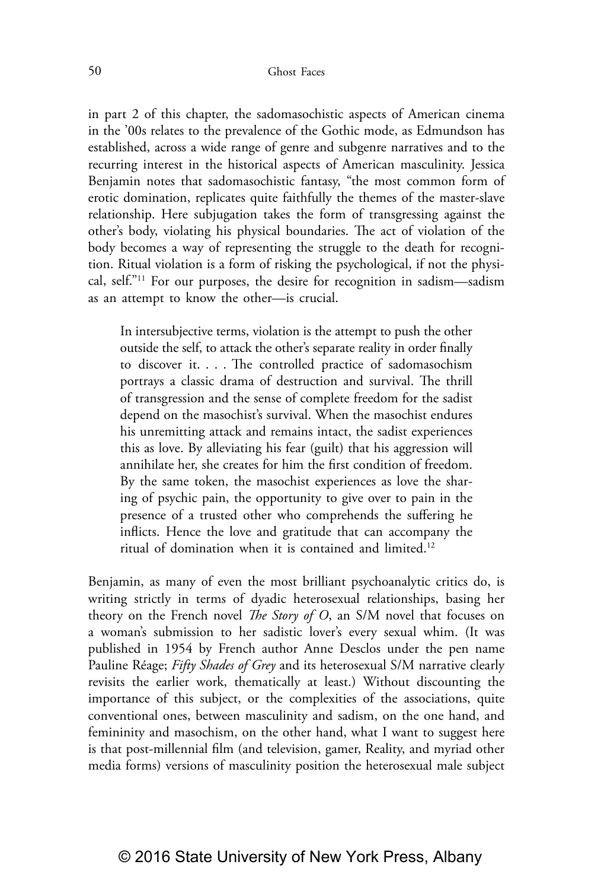in part 2 of this chapter, the sadomasochistic aspects of American cinema in the '00s relates to the prevalence of the Gothic mode, as Edmundson has established, across a wide range of genre and subgenre narratives and to the recurring interest in the historical aspects of American masculinity. Jessica Benjamin notes that sadomasochistic fantasy, "the most common form of erotic domination, replicates quite faithfully the themes of the master-slave relationship. Here subjugation takes the form of transgressing against the other's body, violating his physical boundaries. The act of violation of the body becomes a way of representing the struggle to the death for recognition. Ritual violation is a form of risking the psychological, if not the physical, self."[11] For our purposes, the desire for recognition in sadism—sadism as an attempt to know the other—is crucial.

> In intersubjective terms, violation is the attempt to push the other outside the self, to attack the other's separate reality in order finally to discover it. . . . The controlled practice of sadomasochism portrays a classic drama of destruction and survival. The thrill of transgression and the sense of complete freedom for the sadist depend on the masochist's survival. When the masochist endures his unremitting attack and remains intact, the sadist experiences this as love. By alleviating his fear (guilt) that his aggression will annihilate her, she creates for him the first condition of freedom. By the same token, the masochist experiences as love the sharing of psychic pain, the opportunity to give over to pain in the presence of a trusted other who comprehends the suffering he inflicts. Hence the love and gratitude that can accompany the ritual of domination when it is contained and limited.[12]

Benjamin, as many of even the most brilliant psychoanalytic critics do, is writing strictly in terms of dyadic heterosexual relationships, basing her theory on the French novel *The Story of O*, an S/M novel that focuses on a woman's submission to her sadistic lover's every sexual whim. (It was published in 1954 by French author Anne Desclos under the pen name Pauline Réage; *Fifty Shades of Grey* and its heterosexual S/M narrative clearly revisits the earlier work, thematically at least.) Without discounting the importance of this subject, or the complexities of the associations, quite conventional ones, between masculinity and sadism, on the one hand, and femininity and masochism, on the other hand, what I want to suggest here is that post-millennial film (and television, gamer, Reality, and myriad other media forms) versions of masculinity position the heterosexual male subject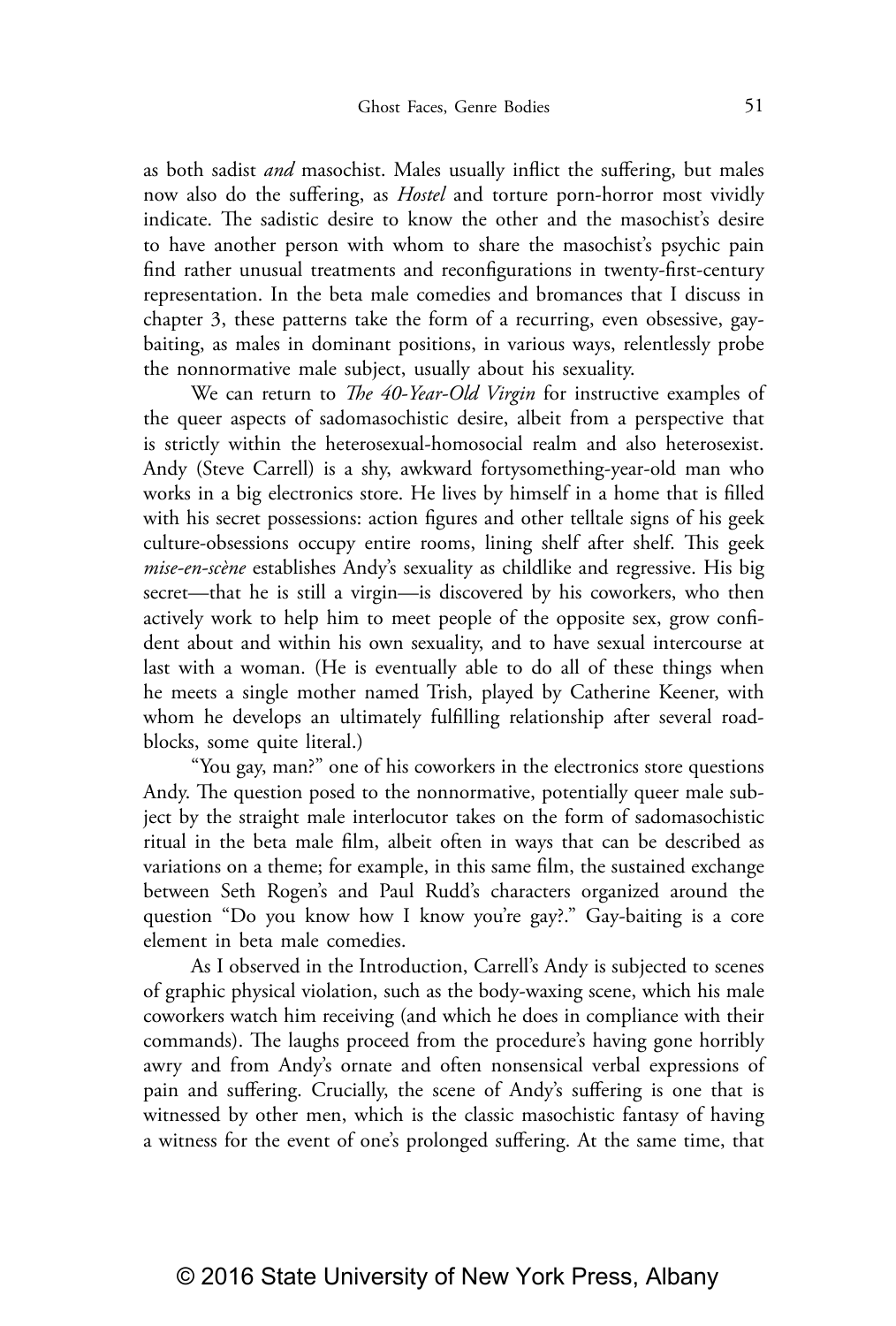as both sadist *and* masochist. Males usually inflict the suffering, but males now also do the suffering, as *Hostel* and torture porn-horror most vividly indicate. The sadistic desire to know the other and the masochist's desire to have another person with whom to share the masochist's psychic pain find rather unusual treatments and reconfigurations in twenty-first-century representation. In the beta male comedies and bromances that I discuss in chapter 3, these patterns take the form of a recurring, even obsessive, gay-baiting, as males in dominant positions, in various ways, relentlessly probe the nonnormative male subject, usually about his sexuality.

We can return to *The 40-Year-Old Virgin* for instructive examples of the queer aspects of sadomasochistic desire, albeit from a perspective that is strictly within the heterosexual-homosocial realm and also heterosexist. Andy (Steve Carrell) is a shy, awkward fortysomething-year-old man who works in a big electronics store. He lives by himself in a home that is filled with his secret possessions: action figures and other telltale signs of his geek culture-obsessions occupy entire rooms, lining shelf after shelf. This geek *mise-en-scène* establishes Andy's sexuality as childlike and regressive. His big secret—that he is still a virgin—is discovered by his coworkers, who then actively work to help him to meet people of the opposite sex, grow confident about and within his own sexuality, and to have sexual intercourse at last with a woman. (He is eventually able to do all of these things when he meets a single mother named Trish, played by Catherine Keener, with whom he develops an ultimately fulfilling relationship after several roadblocks, some quite literal.)

"You gay, man?" one of his coworkers in the electronics store questions Andy. The question posed to the nonnormative, potentially queer male subject by the straight male interlocutor takes on the form of sadomasochistic ritual in the beta male film, albeit often in ways that can be described as variations on a theme; for example, in this same film, the sustained exchange between Seth Rogen's and Paul Rudd's characters organized around the question "Do you know how I know you're gay?." Gay-baiting is a core element in beta male comedies.

As I observed in the Introduction, Carrell's Andy is subjected to scenes of graphic physical violation, such as the body-waxing scene, which his male coworkers watch him receiving (and which he does in compliance with their commands). The laughs proceed from the procedure's having gone horribly awry and from Andy's ornate and often nonsensical verbal expressions of pain and suffering. Crucially, the scene of Andy's suffering is one that is witnessed by other men, which is the classic masochistic fantasy of having a witness for the event of one's prolonged suffering. At the same time, that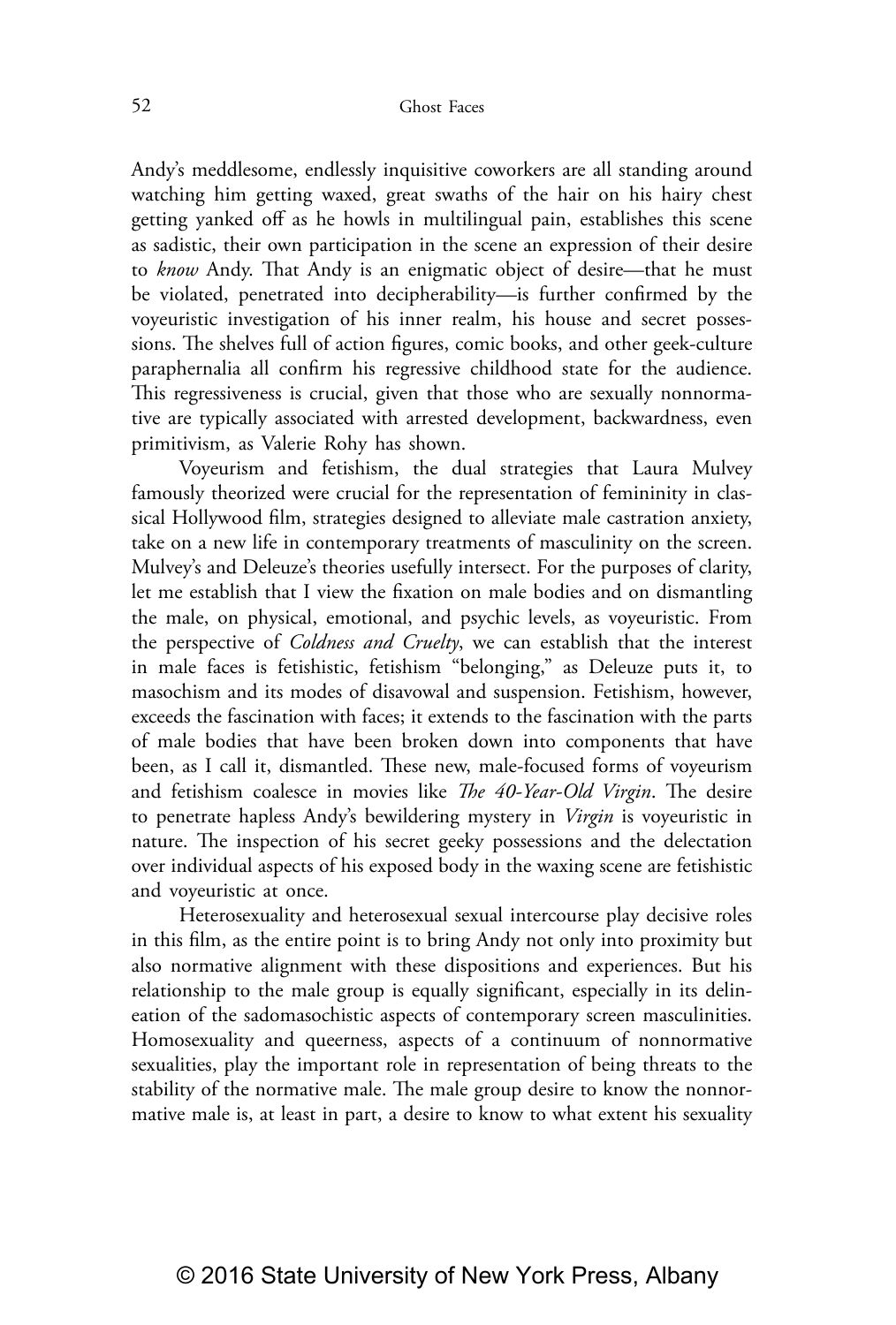Andy's meddlesome, endlessly inquisitive coworkers are all standing around watching him getting waxed, great swaths of the hair on his hairy chest getting yanked off as he howls in multilingual pain, establishes this scene as sadistic, their own participation in the scene an expression of their desire to *know* Andy. That Andy is an enigmatic object of desire—that he must be violated, penetrated into decipherability—is further confirmed by the voyeuristic investigation of his inner realm, his house and secret possessions. The shelves full of action figures, comic books, and other geek-culture paraphernalia all confirm his regressive childhood state for the audience. This regressiveness is crucial, given that those who are sexually nonnormative are typically associated with arrested development, backwardness, even primitivism, as Valerie Rohy has shown.

Voyeurism and fetishism, the dual strategies that Laura Mulvey famously theorized were crucial for the representation of femininity in classical Hollywood film, strategies designed to alleviate male castration anxiety, take on a new life in contemporary treatments of masculinity on the screen. Mulvey's and Deleuze's theories usefully intersect. For the purposes of clarity, let me establish that I view the fixation on male bodies and on dismantling the male, on physical, emotional, and psychic levels, as voyeuristic. From the perspective of *Coldness and Cruelty*, we can establish that the interest in male faces is fetishistic, fetishism "belonging," as Deleuze puts it, to masochism and its modes of disavowal and suspension. Fetishism, however, exceeds the fascination with faces; it extends to the fascination with the parts of male bodies that have been broken down into components that have been, as I call it, dismantled. These new, male-focused forms of voyeurism and fetishism coalesce in movies like *The 40-Year-Old Virgin*. The desire to penetrate hapless Andy's bewildering mystery in *Virgin* is voyeuristic in nature. The inspection of his secret geeky possessions and the delectation over individual aspects of his exposed body in the waxing scene are fetishistic and voyeuristic at once.

Heterosexuality and heterosexual sexual intercourse play decisive roles in this film, as the entire point is to bring Andy not only into proximity but also normative alignment with these dispositions and experiences. But his relationship to the male group is equally significant, especially in its delineation of the sadomasochistic aspects of contemporary screen masculinities. Homosexuality and queerness, aspects of a continuum of nonnormative sexualities, play the important role in representation of being threats to the stability of the normative male. The male group desire to know the nonnormative male is, at least in part, a desire to know to what extent his sexuality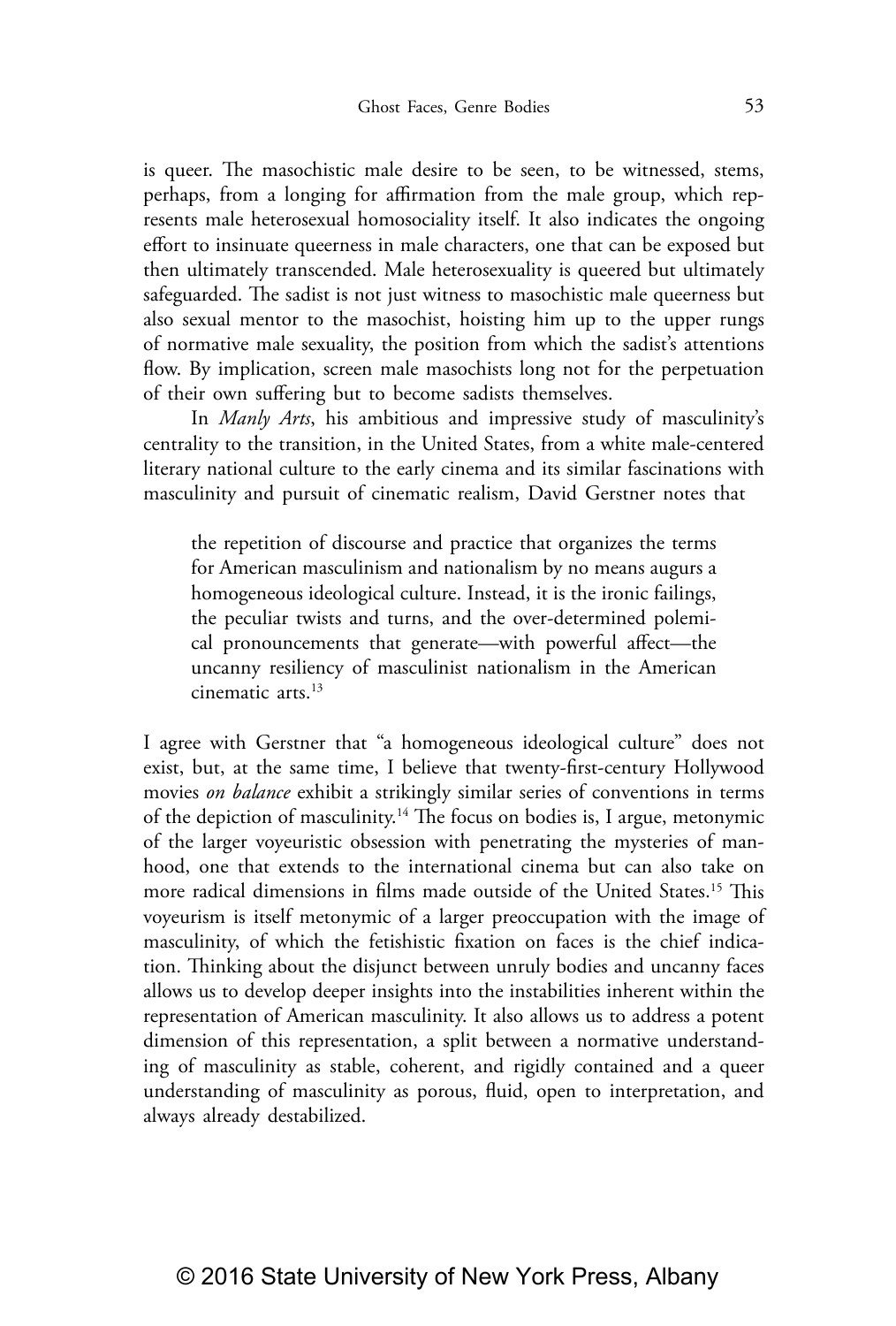is queer. The masochistic male desire to be seen, to be witnessed, stems, perhaps, from a longing for affirmation from the male group, which represents male heterosexual homosociality itself. It also indicates the ongoing effort to insinuate queerness in male characters, one that can be exposed but then ultimately transcended. Male heterosexuality is queered but ultimately safeguarded. The sadist is not just witness to masochistic male queerness but also sexual mentor to the masochist, hoisting him up to the upper rungs of normative male sexuality, the position from which the sadist's attentions flow. By implication, screen male masochists long not for the perpetuation of their own suffering but to become sadists themselves.

In *Manly Arts*, his ambitious and impressive study of masculinity's centrality to the transition, in the United States, from a white male-centered literary national culture to the early cinema and its similar fascinations with masculinity and pursuit of cinematic realism, David Gerstner notes that

> the repetition of discourse and practice that organizes the terms for American masculinism and nationalism by no means augurs a homogeneous ideological culture. Instead, it is the ironic failings, the peculiar twists and turns, and the over-determined polemical pronouncements that generate—with powerful affect—the uncanny resiliency of masculinist nationalism in the American cinematic arts.[13]

I agree with Gerstner that "a homogeneous ideological culture" does not exist, but, at the same time, I believe that twenty-first-century Hollywood movies *on balance* exhibit a strikingly similar series of conventions in terms of the depiction of masculinity.[14] The focus on bodies is, I argue, metonymic of the larger voyeuristic obsession with penetrating the mysteries of manhood, one that extends to the international cinema but can also take on more radical dimensions in films made outside of the United States.[15] This voyeurism is itself metonymic of a larger preoccupation with the image of masculinity, of which the fetishistic fixation on faces is the chief indication. Thinking about the disjunct between unruly bodies and uncanny faces allows us to develop deeper insights into the instabilities inherent within the representation of American masculinity. It also allows us to address a potent dimension of this representation, a split between a normative understanding of masculinity as stable, coherent, and rigidly contained and a queer understanding of masculinity as porous, fluid, open to interpretation, and always already destabilized.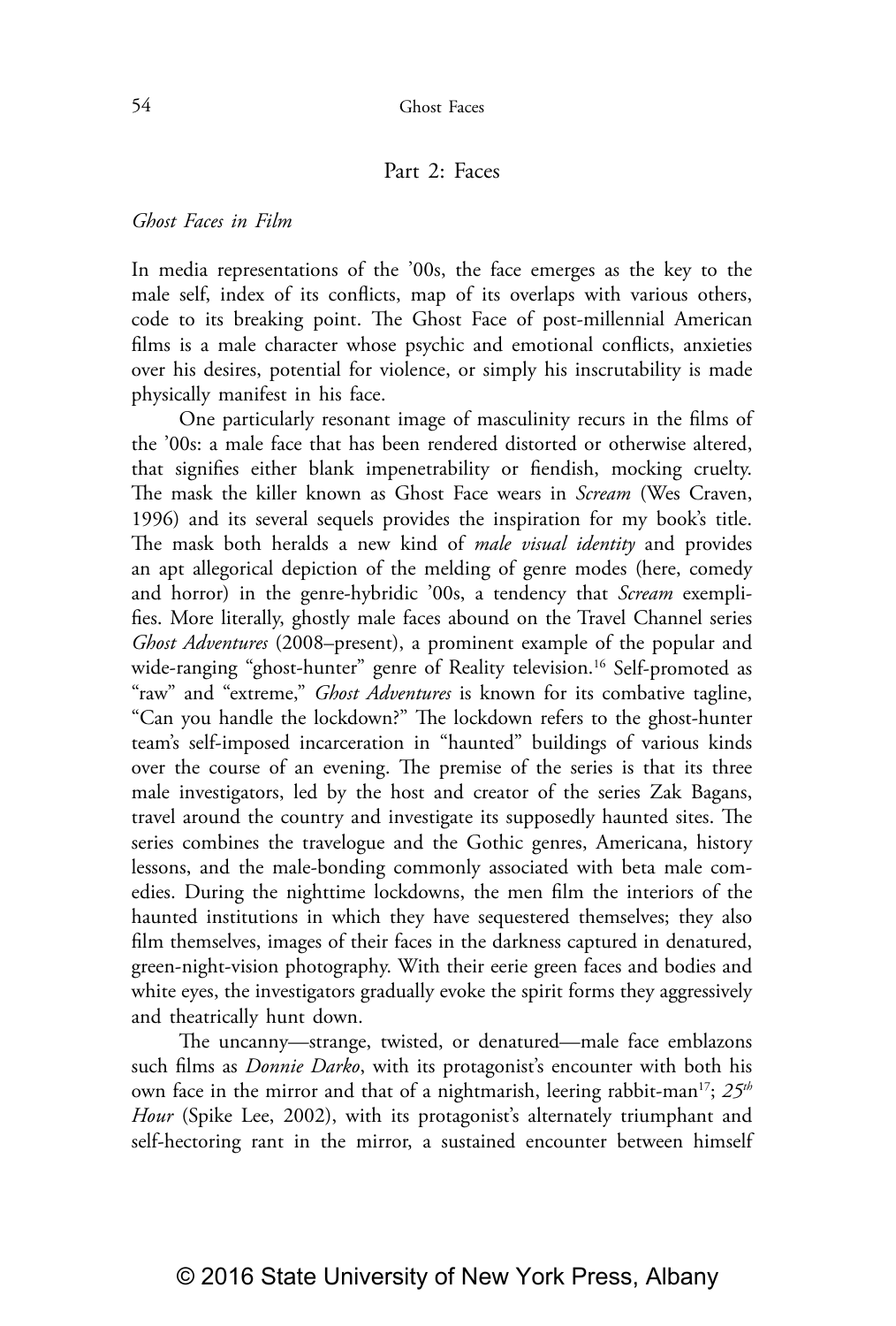## Part 2: Faces

### *Ghost Faces in Film*

In media representations of the '00s, the face emerges as the key to the male self, index of its conflicts, map of its overlaps with various others, code to its breaking point. The Ghost Face of post-millennial American films is a male character whose psychic and emotional conflicts, anxieties over his desires, potential for violence, or simply his inscrutability is made physically manifest in his face.

One particularly resonant image of masculinity recurs in the films of the '00s: a male face that has been rendered distorted or otherwise altered, that signifies either blank impenetrability or fiendish, mocking cruelty. The mask the killer known as Ghost Face wears in *Scream* (Wes Craven, 1996) and its several sequels provides the inspiration for my book's title. The mask both heralds a new kind of *male visual identity* and provides an apt allegorical depiction of the melding of genre modes (here, comedy and horror) in the genre-hybridic '00s, a tendency that *Scream* exemplifies. More literally, ghostly male faces abound on the Travel Channel series *Ghost Adventures* (2008–present), a prominent example of the popular and wide-ranging "ghost-hunter" genre of Reality television.[16] Self-promoted as "raw" and "extreme," *Ghost Adventures* is known for its combative tagline, "Can you handle the lockdown?" The lockdown refers to the ghost-hunter team's self-imposed incarceration in "haunted" buildings of various kinds over the course of an evening. The premise of the series is that its three male investigators, led by the host and creator of the series Zak Bagans, travel around the country and investigate its supposedly haunted sites. The series combines the travelogue and the Gothic genres, Americana, history lessons, and the male-bonding commonly associated with beta male comedies. During the nighttime lockdowns, the men film the interiors of the haunted institutions in which they have sequestered themselves; they also film themselves, images of their faces in the darkness captured in denatured, green-night-vision photography. With their eerie green faces and bodies and white eyes, the investigators gradually evoke the spirit forms they aggressively and theatrically hunt down.

The uncanny—strange, twisted, or denatured—male face emblazons such films as *Donnie Darko*, with its protagonist's encounter with both his own face in the mirror and that of a nightmarish, leering rabbit-man[17]; *25th Hour* (Spike Lee, 2002), with its protagonist's alternately triumphant and self-hectoring rant in the mirror, a sustained encounter between himself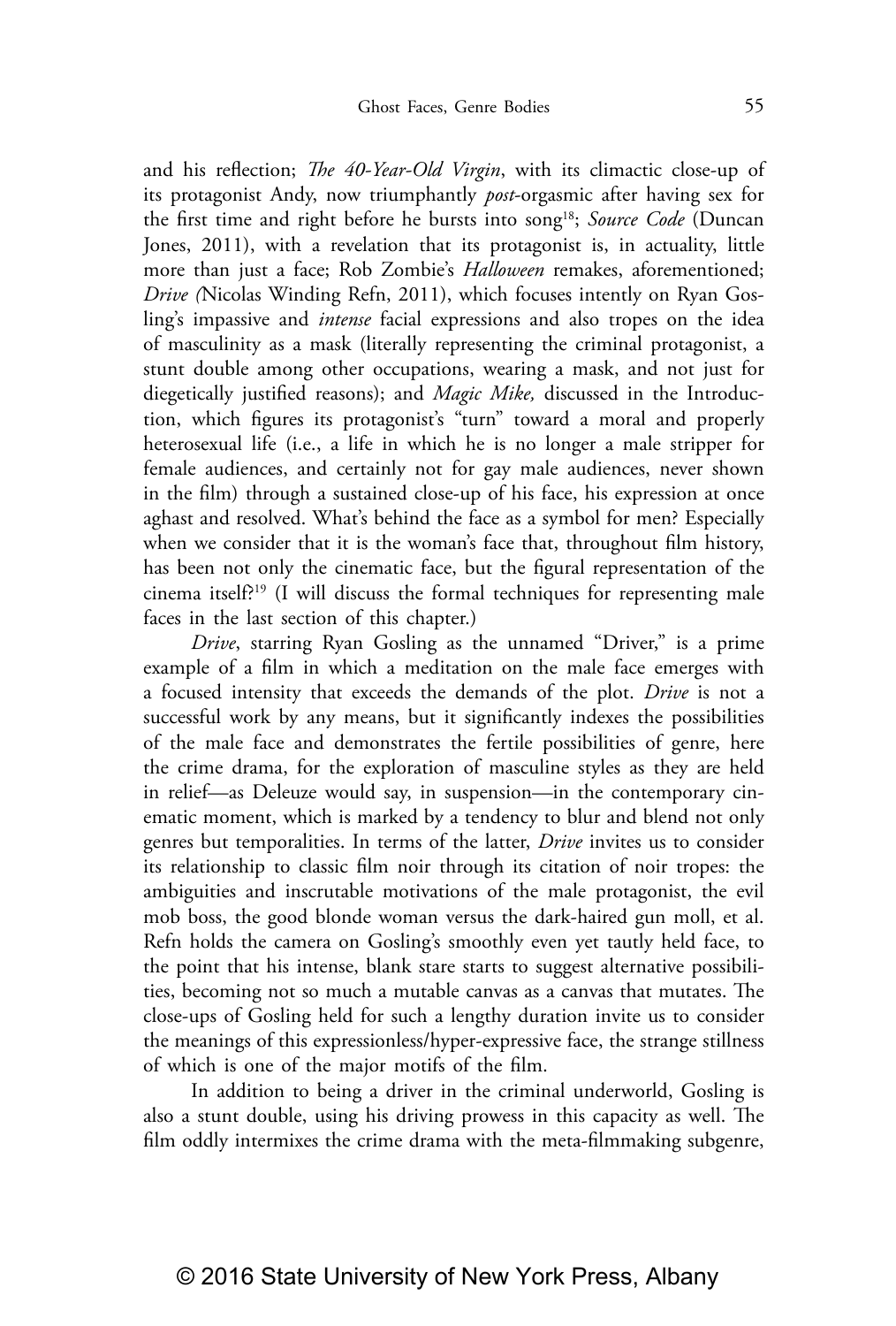and his reflection; *The 40-Year-Old Virgin*, with its climactic close-up of its protagonist Andy, now triumphantly *post*-orgasmic after having sex for the first time and right before he bursts into song[18]; *Source Code* (Duncan Jones, 2011), with a revelation that its protagonist is, in actuality, little more than just a face; Rob Zombie's *Halloween* remakes, aforementioned; *Drive (*Nicolas Winding Refn, 2011), which focuses intently on Ryan Gosling's impassive and *intense* facial expressions and also tropes on the idea of masculinity as a mask (literally representing the criminal protagonist, a stunt double among other occupations, wearing a mask, and not just for diegetically justified reasons); and *Magic Mike,* discussed in the Introduction, which figures its protagonist's "turn" toward a moral and properly heterosexual life (i.e., a life in which he is no longer a male stripper for female audiences, and certainly not for gay male audiences, never shown in the film) through a sustained close-up of his face, his expression at once aghast and resolved. What's behind the face as a symbol for men? Especially when we consider that it is the woman's face that, throughout film history, has been not only the cinematic face, but the figural representation of the cinema itself?[19] (I will discuss the formal techniques for representing male faces in the last section of this chapter.)

*Drive*, starring Ryan Gosling as the unnamed "Driver," is a prime example of a film in which a meditation on the male face emerges with a focused intensity that exceeds the demands of the plot. *Drive* is not a successful work by any means, but it significantly indexes the possibilities of the male face and demonstrates the fertile possibilities of genre, here the crime drama, for the exploration of masculine styles as they are held in relief—as Deleuze would say, in suspension—in the contemporary cinematic moment, which is marked by a tendency to blur and blend not only genres but temporalities. In terms of the latter, *Drive* invites us to consider its relationship to classic film noir through its citation of noir tropes: the ambiguities and inscrutable motivations of the male protagonist, the evil mob boss, the good blonde woman versus the dark-haired gun moll, et al. Refn holds the camera on Gosling's smoothly even yet tautly held face, to the point that his intense, blank stare starts to suggest alternative possibilities, becoming not so much a mutable canvas as a canvas that mutates. The close-ups of Gosling held for such a lengthy duration invite us to consider the meanings of this expressionless/hyper-expressive face, the strange stillness of which is one of the major motifs of the film.

In addition to being a driver in the criminal underworld, Gosling is also a stunt double, using his driving prowess in this capacity as well. The film oddly intermixes the crime drama with the meta-filmmaking subgenre,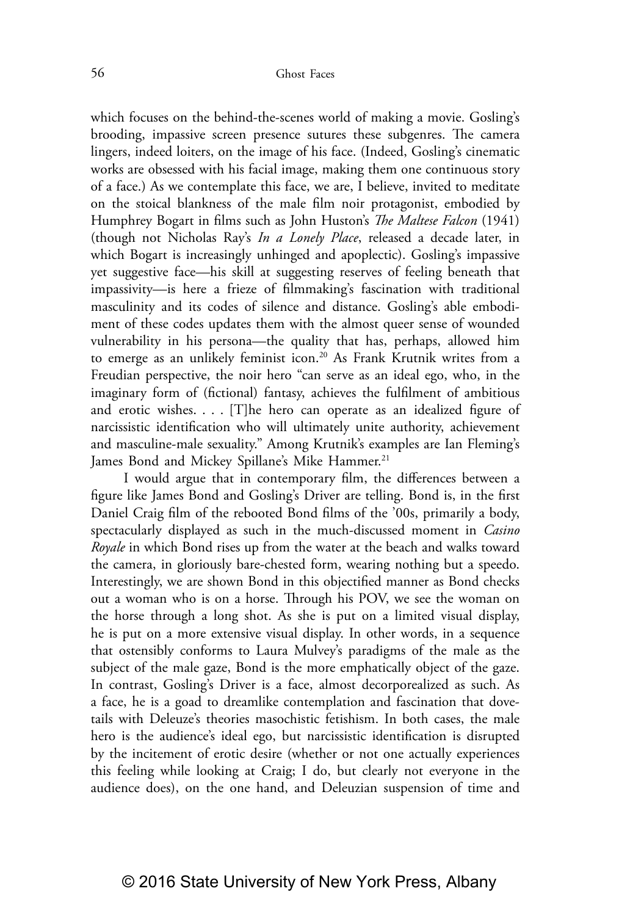which focuses on the behind-the-scenes world of making a movie. Gosling's brooding, impassive screen presence sutures these subgenres. The camera lingers, indeed loiters, on the image of his face. (Indeed, Gosling's cinematic works are obsessed with his facial image, making them one continuous story of a face.) As we contemplate this face, we are, I believe, invited to meditate on the stoical blankness of the male film noir protagonist, embodied by Humphrey Bogart in films such as John Huston's *The Maltese Falcon* (1941) (though not Nicholas Ray's *In a Lonely Place*, released a decade later, in which Bogart is increasingly unhinged and apoplectic). Gosling's impassive yet suggestive face—his skill at suggesting reserves of feeling beneath that impassivity—is here a frieze of filmmaking's fascination with traditional masculinity and its codes of silence and distance. Gosling's able embodiment of these codes updates them with the almost queer sense of wounded vulnerability in his persona—the quality that has, perhaps, allowed him to emerge as an unlikely feminist icon.[20] As Frank Krutnik writes from a Freudian perspective, the noir hero "can serve as an ideal ego, who, in the imaginary form of (fictional) fantasy, achieves the fulfilment of ambitious and erotic wishes. . . . [T]he hero can operate as an idealized figure of narcissistic identification who will ultimately unite authority, achievement and masculine-male sexuality." Among Krutnik's examples are Ian Fleming's James Bond and Mickey Spillane's Mike Hammer.[21]

I would argue that in contemporary film, the differences between a figure like James Bond and Gosling's Driver are telling. Bond is, in the first Daniel Craig film of the rebooted Bond films of the '00s, primarily a body, spectacularly displayed as such in the much-discussed moment in *Casino Royale* in which Bond rises up from the water at the beach and walks toward the camera, in gloriously bare-chested form, wearing nothing but a speedo. Interestingly, we are shown Bond in this objectified manner as Bond checks out a woman who is on a horse. Through his POV, we see the woman on the horse through a long shot. As she is put on a limited visual display, he is put on a more extensive visual display. In other words, in a sequence that ostensibly conforms to Laura Mulvey's paradigms of the male as the subject of the male gaze, Bond is the more emphatically object of the gaze. In contrast, Gosling's Driver is a face, almost decorporealized as such. As a face, he is a goad to dreamlike contemplation and fascination that dovetails with Deleuze's theories masochistic fetishism. In both cases, the male hero is the audience's ideal ego, but narcissistic identification is disrupted by the incitement of erotic desire (whether or not one actually experiences this feeling while looking at Craig; I do, but clearly not everyone in the audience does), on the one hand, and Deleuzian suspension of time and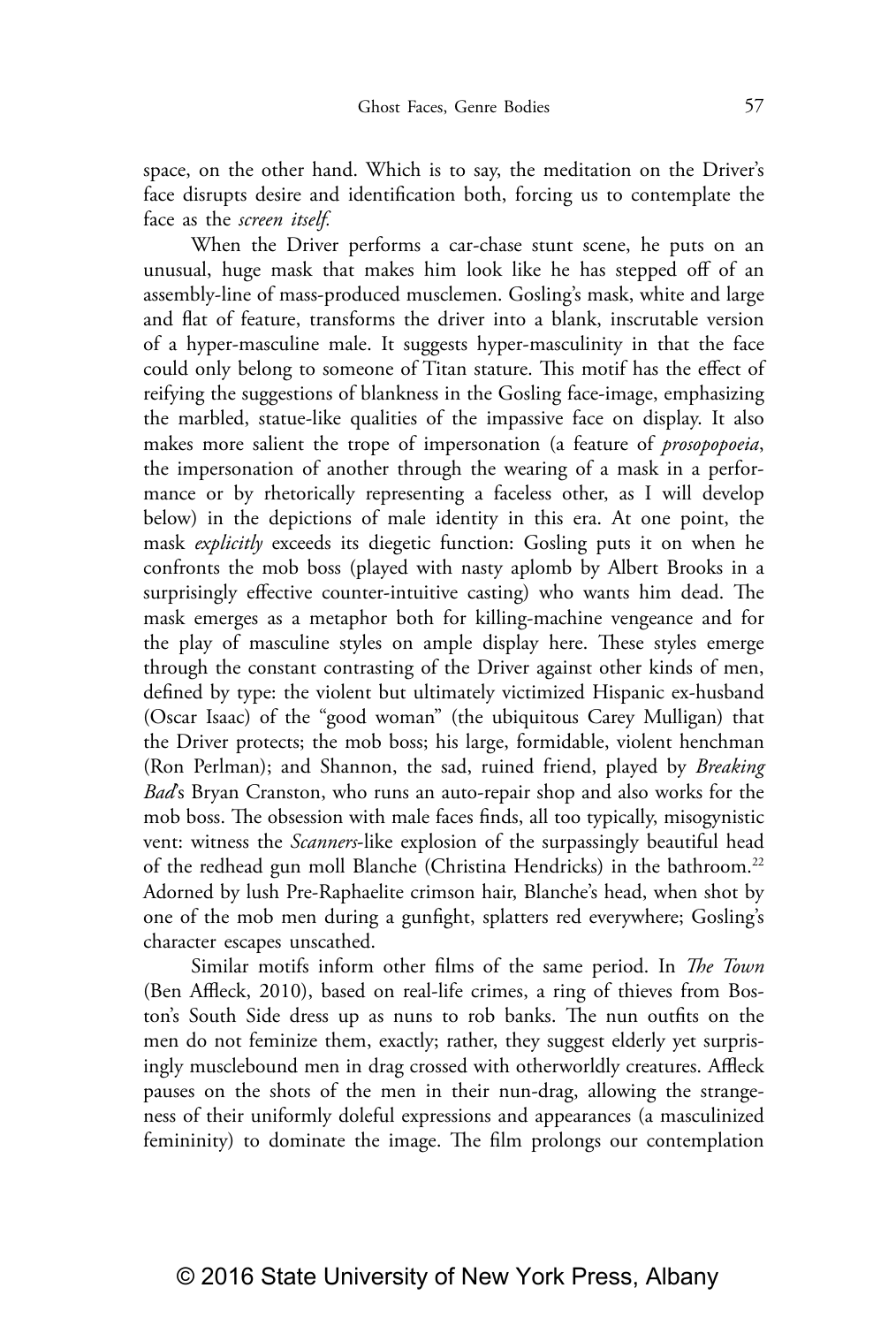space, on the other hand. Which is to say, the meditation on the Driver's face disrupts desire and identification both, forcing us to contemplate the face as the *screen itself.*

When the Driver performs a car-chase stunt scene, he puts on an unusual, huge mask that makes him look like he has stepped off of an assembly-line of mass-produced musclemen. Gosling's mask, white and large and flat of feature, transforms the driver into a blank, inscrutable version of a hyper-masculine male. It suggests hyper-masculinity in that the face could only belong to someone of Titan stature. This motif has the effect of reifying the suggestions of blankness in the Gosling face-image, emphasizing the marbled, statue-like qualities of the impassive face on display. It also makes more salient the trope of impersonation (a feature of *prosopopoeia*, the impersonation of another through the wearing of a mask in a performance or by rhetorically representing a faceless other, as I will develop below) in the depictions of male identity in this era. At one point, the mask *explicitly* exceeds its diegetic function: Gosling puts it on when he confronts the mob boss (played with nasty aplomb by Albert Brooks in a surprisingly effective counter-intuitive casting) who wants him dead. The mask emerges as a metaphor both for killing-machine vengeance and for the play of masculine styles on ample display here. These styles emerge through the constant contrasting of the Driver against other kinds of men, defined by type: the violent but ultimately victimized Hispanic ex-husband (Oscar Isaac) of the "good woman" (the ubiquitous Carey Mulligan) that the Driver protects; the mob boss; his large, formidable, violent henchman (Ron Perlman); and Shannon, the sad, ruined friend, played by *Breaking Bad*'s Bryan Cranston, who runs an auto-repair shop and also works for the mob boss. The obsession with male faces finds, all too typically, misogynistic vent: witness the *Scanners*-like explosion of the surpassingly beautiful head of the redhead gun moll Blanche (Christina Hendricks) in the bathroom.[22] Adorned by lush Pre-Raphaelite crimson hair, Blanche's head, when shot by one of the mob men during a gunfight, splatters red everywhere; Gosling's character escapes unscathed.

Similar motifs inform other films of the same period. In *The Town* (Ben Affleck, 2010), based on real-life crimes, a ring of thieves from Boston's South Side dress up as nuns to rob banks. The nun outfits on the men do not feminize them, exactly; rather, they suggest elderly yet surprisingly musclebound men in drag crossed with otherworldly creatures. Affleck pauses on the shots of the men in their nun-drag, allowing the strangeness of their uniformly doleful expressions and appearances (a masculinized femininity) to dominate the image. The film prolongs our contemplation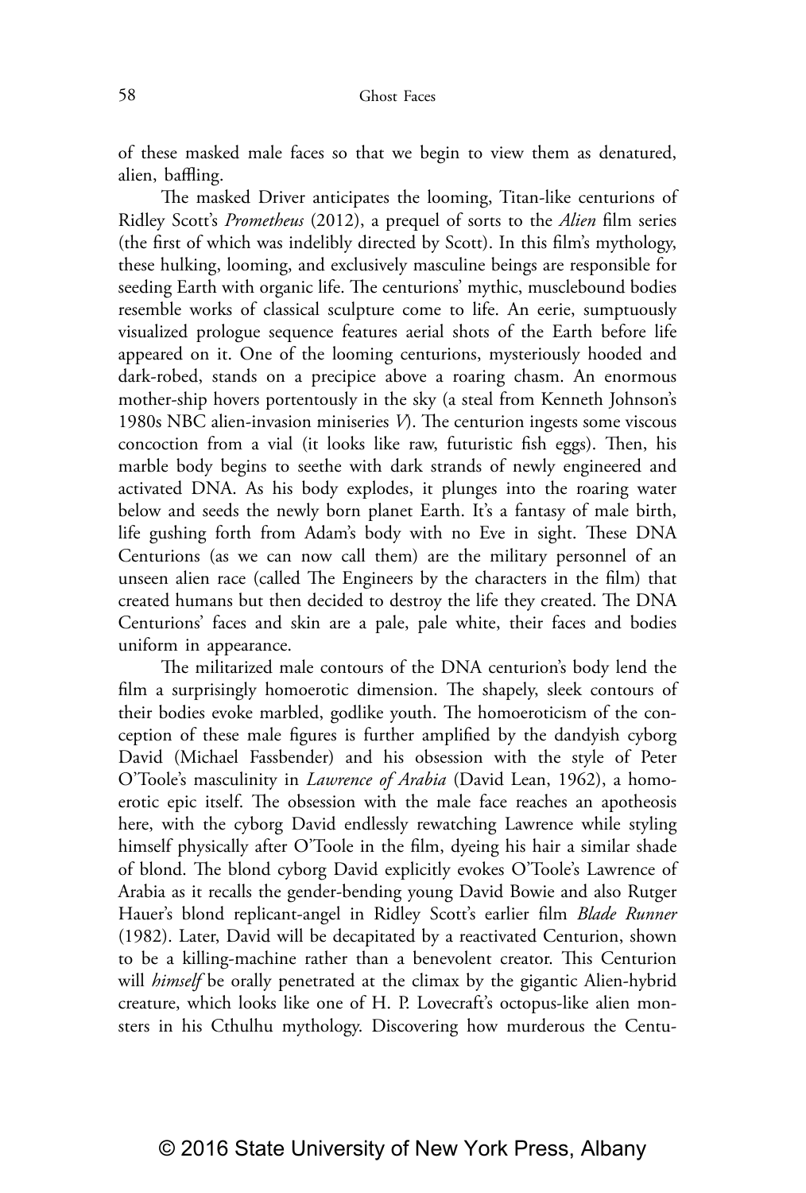of these masked male faces so that we begin to view them as denatured, alien, baffling.

The masked Driver anticipates the looming, Titan-like centurions of Ridley Scott's *Prometheus* (2012), a prequel of sorts to the *Alien* film series (the first of which was indelibly directed by Scott). In this film's mythology, these hulking, looming, and exclusively masculine beings are responsible for seeding Earth with organic life. The centurions' mythic, musclebound bodies resemble works of classical sculpture come to life. An eerie, sumptuously visualized prologue sequence features aerial shots of the Earth before life appeared on it. One of the looming centurions, mysteriously hooded and dark-robed, stands on a precipice above a roaring chasm. An enormous mother-ship hovers portentously in the sky (a steal from Kenneth Johnson's 1980s NBC alien-invasion miniseries *V*). The centurion ingests some viscous concoction from a vial (it looks like raw, futuristic fish eggs). Then, his marble body begins to seethe with dark strands of newly engineered and activated DNA. As his body explodes, it plunges into the roaring water below and seeds the newly born planet Earth. It's a fantasy of male birth, life gushing forth from Adam's body with no Eve in sight. These DNA Centurions (as we can now call them) are the military personnel of an unseen alien race (called The Engineers by the characters in the film) that created humans but then decided to destroy the life they created. The DNA Centurions' faces and skin are a pale, pale white, their faces and bodies uniform in appearance.

The militarized male contours of the DNA centurion's body lend the film a surprisingly homoerotic dimension. The shapely, sleek contours of their bodies evoke marbled, godlike youth. The homoeroticism of the conception of these male figures is further amplified by the dandyish cyborg David (Michael Fassbender) and his obsession with the style of Peter O'Toole's masculinity in *Lawrence of Arabia* (David Lean, 1962), a homoerotic epic itself. The obsession with the male face reaches an apotheosis here, with the cyborg David endlessly rewatching Lawrence while styling himself physically after O'Toole in the film, dyeing his hair a similar shade of blond. The blond cyborg David explicitly evokes O'Toole's Lawrence of Arabia as it recalls the gender-bending young David Bowie and also Rutger Hauer's blond replicant-angel in Ridley Scott's earlier film *Blade Runner* (1982). Later, David will be decapitated by a reactivated Centurion, shown to be a killing-machine rather than a benevolent creator. This Centurion will *himself* be orally penetrated at the climax by the gigantic Alien-hybrid creature, which looks like one of H. P. Lovecraft's octopus-like alien monsters in his Cthulhu mythology. Discovering how murderous the Centu-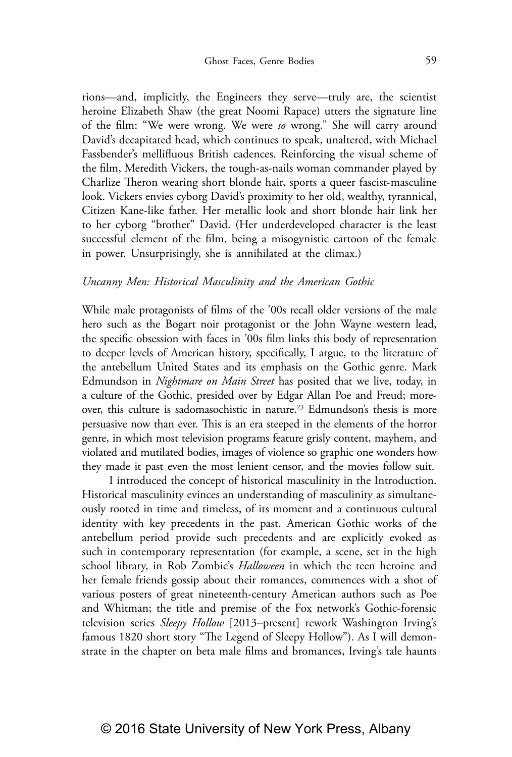rions—and, implicitly, the Engineers they serve—truly are, the scientist heroine Elizabeth Shaw (the great Noomi Rapace) utters the signature line of the film: "We were wrong. We were *so* wrong." She will carry around David's decapitated head, which continues to speak, unaltered, with Michael Fassbender's mellifluous British cadences. Reinforcing the visual scheme of the film, Meredith Vickers, the tough-as-nails woman commander played by Charlize Theron wearing short blonde hair, sports a queer fascist-masculine look. Vickers envies cyborg David's proximity to her old, wealthy, tyrannical, Citizen Kane-like father. Her metallic look and short blonde hair link her to her cyborg "brother" David. (Her underdeveloped character is the least successful element of the film, being a misogynistic cartoon of the female in power. Unsurprisingly, she is annihilated at the climax.)

*Uncanny Men: Historical Masculinity and the American Gothic*

While male protagonists of films of the '00s recall older versions of the male hero such as the Bogart noir protagonist or the John Wayne western lead, the specific obsession with faces in '00s film links this body of representation to deeper levels of American history, specifically, I argue, to the literature of the antebellum United States and its emphasis on the Gothic genre. Mark Edmundson in *Nightmare on Main Street* has posited that we live, today, in a culture of the Gothic, presided over by Edgar Allan Poe and Freud; moreover, this culture is sadomasochistic in nature.[23] Edmundson's thesis is more persuasive now than ever. This is an era steeped in the elements of the horror genre, in which most television programs feature grisly content, mayhem, and violated and mutilated bodies, images of violence so graphic one wonders how they made it past even the most lenient censor, and the movies follow suit.

I introduced the concept of historical masculinity in the Introduction. Historical masculinity evinces an understanding of masculinity as simultaneously rooted in time and timeless, of its moment and a continuous cultural identity with key precedents in the past. American Gothic works of the antebellum period provide such precedents and are explicitly evoked as such in contemporary representation (for example, a scene, set in the high school library, in Rob Zombie's *Halloween* in which the teen heroine and her female friends gossip about their romances, commences with a shot of various posters of great nineteenth-century American authors such as Poe and Whitman; the title and premise of the Fox network's Gothic-forensic television series *Sleepy Hollow* [2013–present] rework Washington Irving's famous 1820 short story "The Legend of Sleepy Hollow"). As I will demonstrate in the chapter on beta male films and bromances, Irving's tale haunts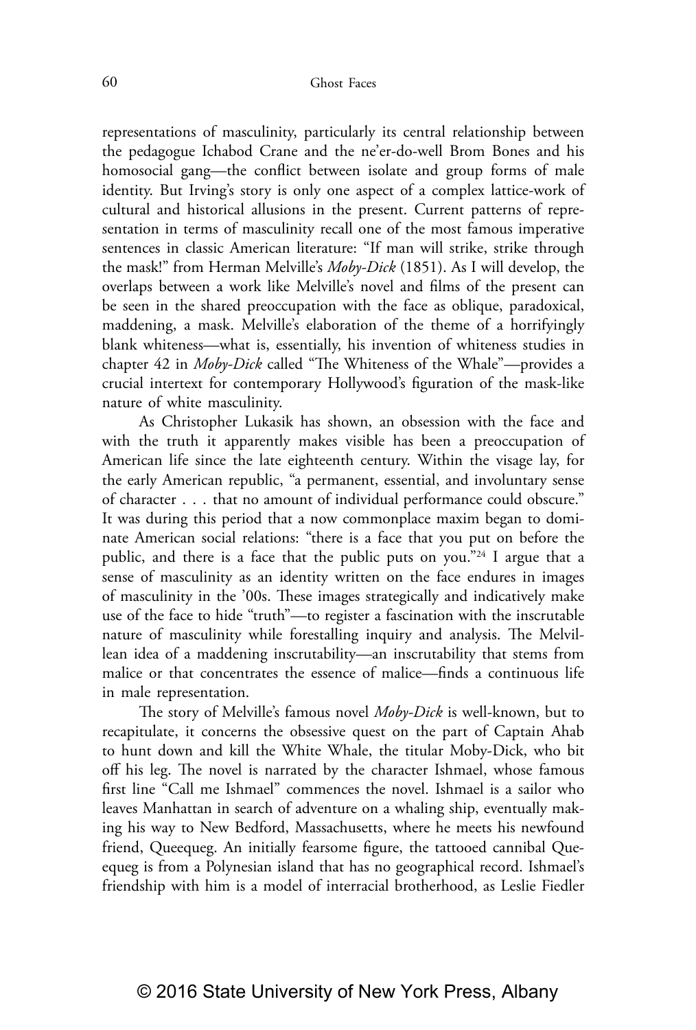representations of masculinity, particularly its central relationship between the pedagogue Ichabod Crane and the ne'er-do-well Brom Bones and his homosocial gang—the conflict between isolate and group forms of male identity. But Irving's story is only one aspect of a complex lattice-work of cultural and historical allusions in the present. Current patterns of representation in terms of masculinity recall one of the most famous imperative sentences in classic American literature: "If man will strike, strike through the mask!" from Herman Melville's *Moby-Dick* (1851). As I will develop, the overlaps between a work like Melville's novel and films of the present can be seen in the shared preoccupation with the face as oblique, paradoxical, maddening, a mask. Melville's elaboration of the theme of a horrifyingly blank whiteness—what is, essentially, his invention of whiteness studies in chapter 42 in *Moby-Dick* called "The Whiteness of the Whale"—provides a crucial intertext for contemporary Hollywood's figuration of the mask-like nature of white masculinity.

As Christopher Lukasik has shown, an obsession with the face and with the truth it apparently makes visible has been a preoccupation of American life since the late eighteenth century. Within the visage lay, for the early American republic, "a permanent, essential, and involuntary sense of character . . . that no amount of individual performance could obscure." It was during this period that a now commonplace maxim began to dominate American social relations: "there is a face that you put on before the public, and there is a face that the public puts on you."[24] I argue that a sense of masculinity as an identity written on the face endures in images of masculinity in the '00s. These images strategically and indicatively make use of the face to hide "truth"—to register a fascination with the inscrutable nature of masculinity while forestalling inquiry and analysis. The Melvillean idea of a maddening inscrutability—an inscrutability that stems from malice or that concentrates the essence of malice—finds a continuous life in male representation.

The story of Melville's famous novel *Moby-Dick* is well-known, but to recapitulate, it concerns the obsessive quest on the part of Captain Ahab to hunt down and kill the White Whale, the titular Moby-Dick, who bit off his leg. The novel is narrated by the character Ishmael, whose famous first line "Call me Ishmael" commences the novel. Ishmael is a sailor who leaves Manhattan in search of adventure on a whaling ship, eventually making his way to New Bedford, Massachusetts, where he meets his newfound friend, Queequeg. An initially fearsome figure, the tattooed cannibal Queequeg is from a Polynesian island that has no geographical record. Ishmael's friendship with him is a model of interracial brotherhood, as Leslie Fiedler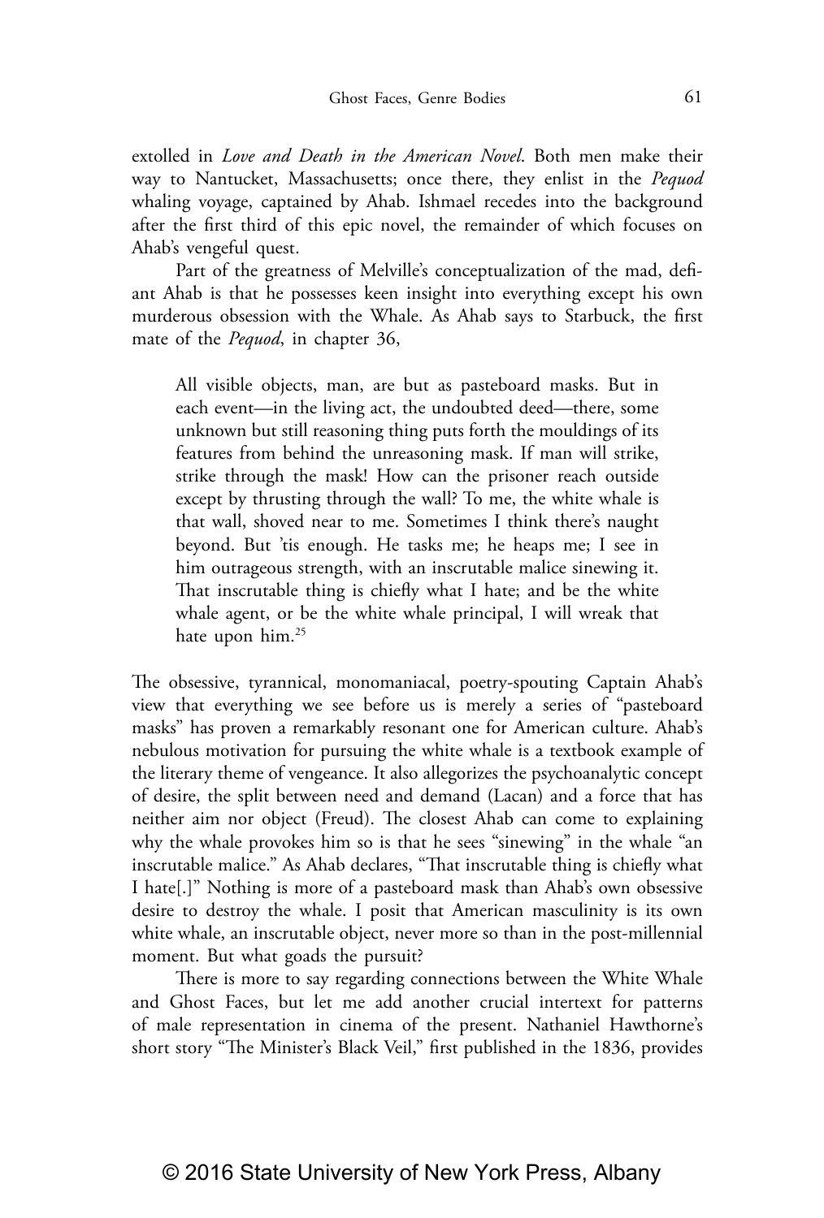extolled in *Love and Death in the American Novel*. Both men make their way to Nantucket, Massachusetts; once there, they enlist in the *Pequod* whaling voyage, captained by Ahab. Ishmael recedes into the background after the first third of this epic novel, the remainder of which focuses on Ahab's vengeful quest.

Part of the greatness of Melville's conceptualization of the mad, defiant Ahab is that he possesses keen insight into everything except his own murderous obsession with the Whale. As Ahab says to Starbuck, the first mate of the *Pequod*, in chapter 36,

> All visible objects, man, are but as pasteboard masks. But in each event—in the living act, the undoubted deed—there, some unknown but still reasoning thing puts forth the mouldings of its features from behind the unreasoning mask. If man will strike, strike through the mask! How can the prisoner reach outside except by thrusting through the wall? To me, the white whale is that wall, shoved near to me. Sometimes I think there's naught beyond. But 'tis enough. He tasks me; he heaps me; I see in him outrageous strength, with an inscrutable malice sinewing it. That inscrutable thing is chiefly what I hate; and be the white whale agent, or be the white whale principal, I will wreak that hate upon him.[25]

The obsessive, tyrannical, monomaniacal, poetry-spouting Captain Ahab's view that everything we see before us is merely a series of "pasteboard masks" has proven a remarkably resonant one for American culture. Ahab's nebulous motivation for pursuing the white whale is a textbook example of the literary theme of vengeance. It also allegorizes the psychoanalytic concept of desire, the split between need and demand (Lacan) and a force that has neither aim nor object (Freud). The closest Ahab can come to explaining why the whale provokes him so is that he sees "sinewing" in the whale "an inscrutable malice." As Ahab declares, "That inscrutable thing is chiefly what I hate[.]" Nothing is more of a pasteboard mask than Ahab's own obsessive desire to destroy the whale. I posit that American masculinity is its own white whale, an inscrutable object, never more so than in the post-millennial moment. But what goads the pursuit?

There is more to say regarding connections between the White Whale and Ghost Faces, but let me add another crucial intertext for patterns of male representation in cinema of the present. Nathaniel Hawthorne's short story "The Minister's Black Veil," first published in the 1836, provides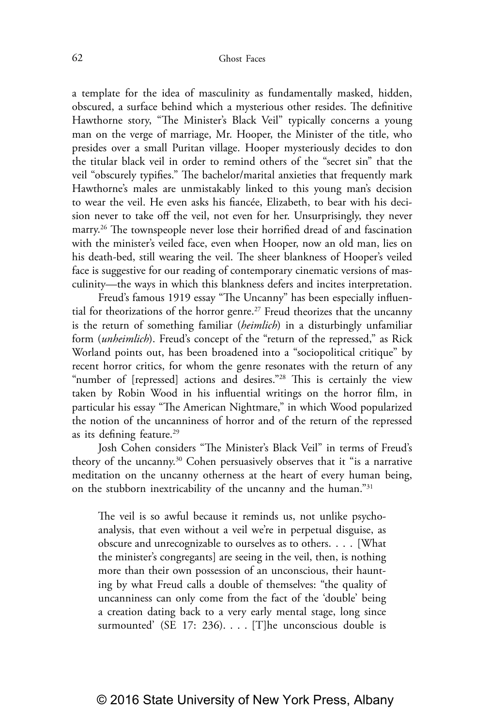a template for the idea of masculinity as fundamentally masked, hidden, obscured, a surface behind which a mysterious other resides. The definitive Hawthorne story, "The Minister's Black Veil" typically concerns a young man on the verge of marriage, Mr. Hooper, the Minister of the title, who presides over a small Puritan village. Hooper mysteriously decides to don the titular black veil in order to remind others of the "secret sin" that the veil "obscurely typifies." The bachelor/marital anxieties that frequently mark Hawthorne's males are unmistakably linked to this young man's decision to wear the veil. He even asks his fiancée, Elizabeth, to bear with his decision never to take off the veil, not even for her. Unsurprisingly, they never marry.[26] The townspeople never lose their horrified dread of and fascination with the minister's veiled face, even when Hooper, now an old man, lies on his death-bed, still wearing the veil. The sheer blankness of Hooper's veiled face is suggestive for our reading of contemporary cinematic versions of masculinity—the ways in which this blankness defers and incites interpretation.

Freud's famous 1919 essay "The Uncanny" has been especially influential for theorizations of the horror genre.[27] Freud theorizes that the uncanny is the return of something familiar (*heimlich*) in a disturbingly unfamiliar form (*unheimlich*). Freud's concept of the "return of the repressed," as Rick Worland points out, has been broadened into a "sociopolitical critique" by recent horror critics, for whom the genre resonates with the return of any "number of [repressed] actions and desires."[28] This is certainly the view taken by Robin Wood in his influential writings on the horror film, in particular his essay "The American Nightmare," in which Wood popularized the notion of the uncanniness of horror and of the return of the repressed as its defining feature.[29]

Josh Cohen considers "The Minister's Black Veil" in terms of Freud's theory of the uncanny.[30] Cohen persuasively observes that it "is a narrative meditation on the uncanny otherness at the heart of every human being, on the stubborn inextricability of the uncanny and the human."[31]

> The veil is so awful because it reminds us, not unlike psychoanalysis, that even without a veil we're in perpetual disguise, as obscure and unrecognizable to ourselves as to others. . . . [What the minister's congregants] are seeing in the veil, then, is nothing more than their own possession of an unconscious, their haunting by what Freud calls a double of themselves: "the quality of uncanniness can only come from the fact of the 'double' being a creation dating back to a very early mental stage, long since surmounted' (SE 17: 236). . . . [T]he unconscious double is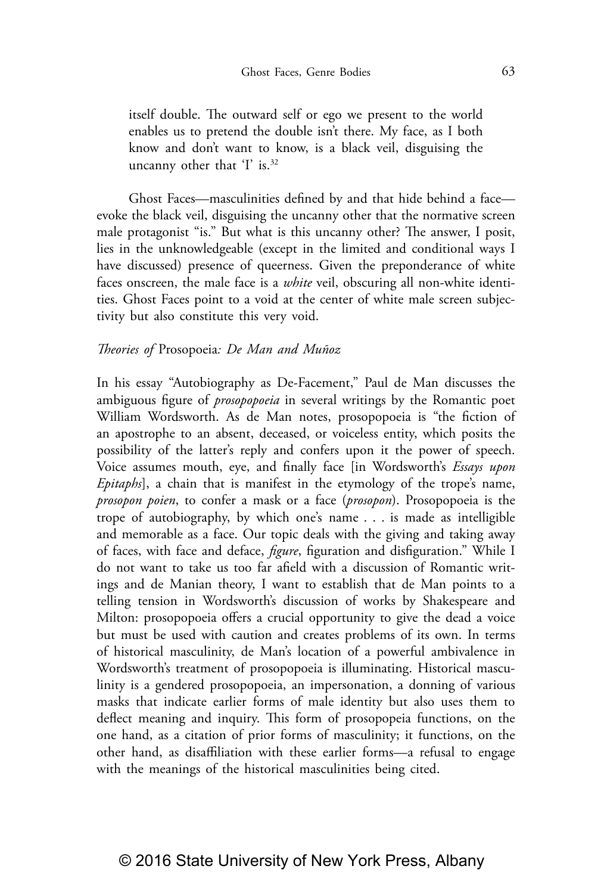> itself double. The outward self or ego we present to the world enables us to pretend the double isn't there. My face, as I both know and don't want to know, is a black veil, disguising the uncanny other that 'I' is.[32]

Ghost Faces—masculinities defined by and that hide behind a face—evoke the black veil, disguising the uncanny other that the normative screen male protagonist "is." But what is this uncanny other? The answer, I posit, lies in the unknowledgeable (except in the limited and conditional ways I have discussed) presence of queerness. Given the preponderance of white faces onscreen, the male face is a *white* veil, obscuring all non-white identities. Ghost Faces point to a void at the center of white male screen subjectivity but also constitute this very void.

### *Theories of* Prosopoeia*: De Man and Muñoz*

In his essay "Autobiography as De-Facement," Paul de Man discusses the ambiguous figure of *prosopopoeia* in several writings by the Romantic poet William Wordsworth. As de Man notes, prosopopoeia is "the fiction of an apostrophe to an absent, deceased, or voiceless entity, which posits the possibility of the latter's reply and confers upon it the power of speech. Voice assumes mouth, eye, and finally face [in Wordsworth's *Essays upon Epitaphs*], a chain that is manifest in the etymology of the trope's name, *prosopon poien*, to confer a mask or a face (*prosopon*). Prosopopoeia is the trope of autobiography, by which one's name . . . is made as intelligible and memorable as a face. Our topic deals with the giving and taking away of faces, with face and deface, *figure*, figuration and disfiguration." While I do not want to take us too far afield with a discussion of Romantic writings and de Manian theory, I want to establish that de Man points to a telling tension in Wordsworth's discussion of works by Shakespeare and Milton: prosopopoeia offers a crucial opportunity to give the dead a voice but must be used with caution and creates problems of its own. In terms of historical masculinity, de Man's location of a powerful ambivalence in Wordsworth's treatment of prosopopoeia is illuminating. Historical masculinity is a gendered prosopopoeia, an impersonation, a donning of various masks that indicate earlier forms of male identity but also uses them to deflect meaning and inquiry. This form of prosopopeia functions, on the one hand, as a citation of prior forms of masculinity; it functions, on the other hand, as disaffiliation with these earlier forms—a refusal to engage with the meanings of the historical masculinities being cited.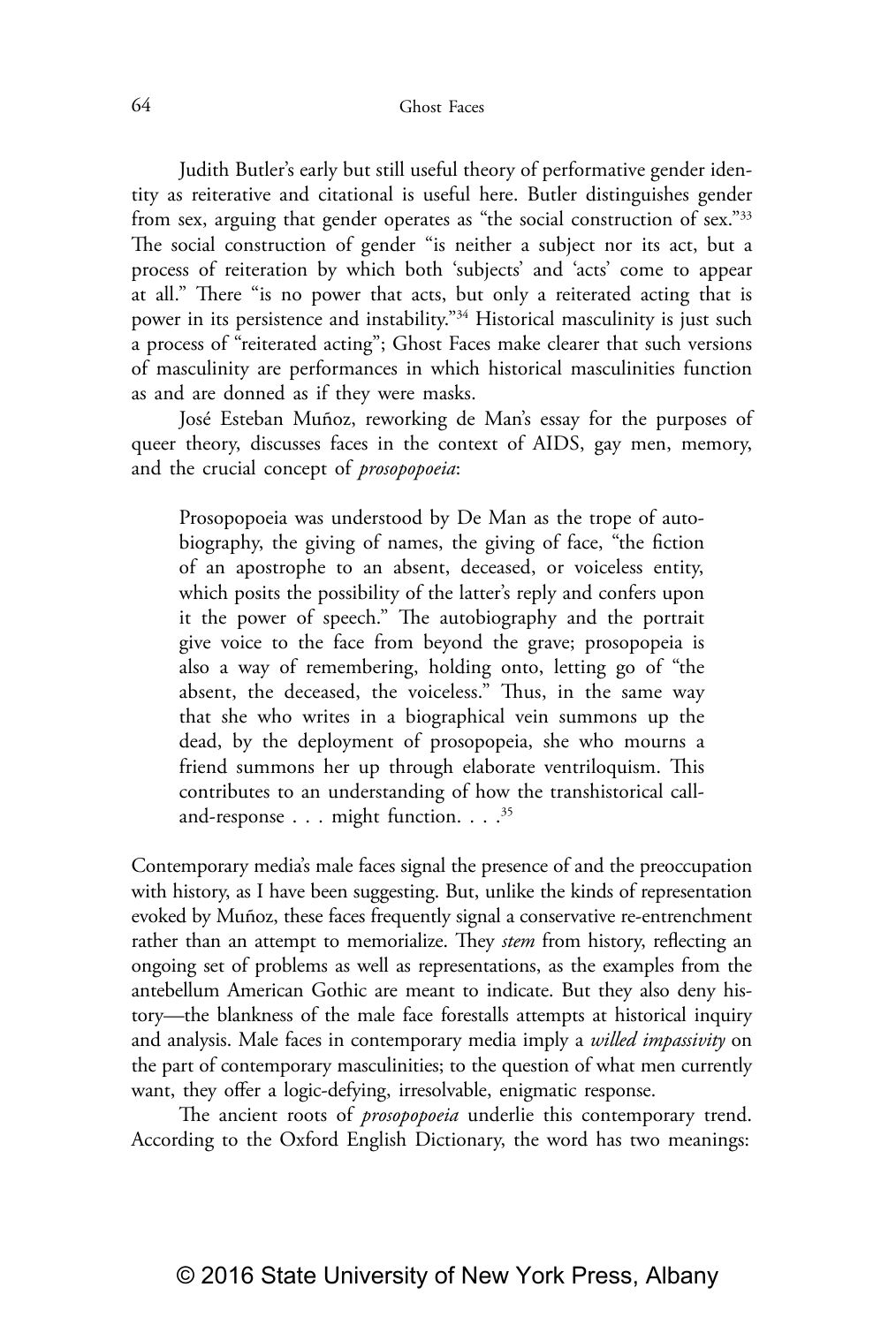Judith Butler's early but still useful theory of performative gender identity as reiterative and citational is useful here. Butler distinguishes gender from sex, arguing that gender operates as "the social construction of sex."[33] The social construction of gender "is neither a subject nor its act, but a process of reiteration by which both 'subjects' and 'acts' come to appear at all." There "is no power that acts, but only a reiterated acting that is power in its persistence and instability."[34] Historical masculinity is just such a process of "reiterated acting"; Ghost Faces make clearer that such versions of masculinity are performances in which historical masculinities function as and are donned as if they were masks.

José Esteban Muñoz, reworking de Man's essay for the purposes of queer theory, discusses faces in the context of AIDS, gay men, memory, and the crucial concept of *prosopopoeia*:

> Prosopopoeia was understood by De Man as the trope of autobiography, the giving of names, the giving of face, "the fiction of an apostrophe to an absent, deceased, or voiceless entity, which posits the possibility of the latter's reply and confers upon it the power of speech." The autobiography and the portrait give voice to the face from beyond the grave; prosopopeia is also a way of remembering, holding onto, letting go of "the absent, the deceased, the voiceless." Thus, in the same way that she who writes in a biographical vein summons up the dead, by the deployment of prosopopeia, she who mourns a friend summons her up through elaborate ventriloquism. This contributes to an understanding of how the transhistorical call-and-response . . . might function. . . .[35]

Contemporary media's male faces signal the presence of and the preoccupation with history, as I have been suggesting. But, unlike the kinds of representation evoked by Muñoz, these faces frequently signal a conservative re-entrenchment rather than an attempt to memorialize. They *stem* from history, reflecting an ongoing set of problems as well as representations, as the examples from the antebellum American Gothic are meant to indicate. But they also deny history—the blankness of the male face forestalls attempts at historical inquiry and analysis. Male faces in contemporary media imply a *willed impassivity* on the part of contemporary masculinities; to the question of what men currently want, they offer a logic-defying, irresolvable, enigmatic response.

The ancient roots of *prosopopoeia* underlie this contemporary trend. According to the Oxford English Dictionary, the word has two meanings: